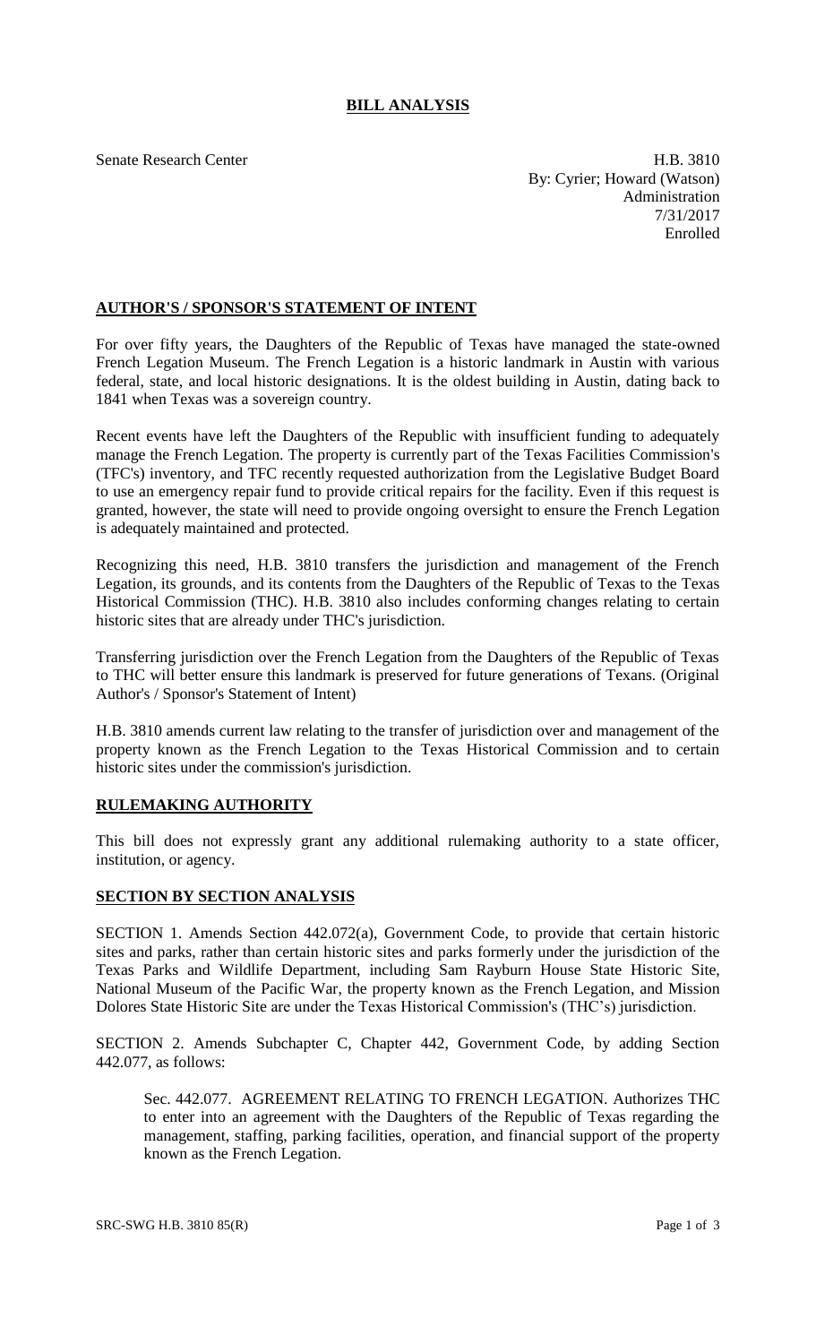# BILL ANALYSIS

Senate Research Center

H.B. 3810
By: Cyrier; Howard (Watson)
Administration
7/31/2017
Enrolled

## AUTHOR'S / SPONSOR'S STATEMENT OF INTENT

For over fifty years, the Daughters of the Republic of Texas have managed the state-owned French Legation Museum. The French Legation is a historic landmark in Austin with various federal, state, and local historic designations. It is the oldest building in Austin, dating back to 1841 when Texas was a sovereign country.

Recent events have left the Daughters of the Republic with insufficient funding to adequately manage the French Legation. The property is currently part of the Texas Facilities Commission's (TFC's) inventory, and TFC recently requested authorization from the Legislative Budget Board to use an emergency repair fund to provide critical repairs for the facility. Even if this request is granted, however, the state will need to provide ongoing oversight to ensure the French Legation is adequately maintained and protected.

Recognizing this need, H.B. 3810 transfers the jurisdiction and management of the French Legation, its grounds, and its contents from the Daughters of the Republic of Texas to the Texas Historical Commission (THC). H.B. 3810 also includes conforming changes relating to certain historic sites that are already under THC's jurisdiction.

Transferring jurisdiction over the French Legation from the Daughters of the Republic of Texas to THC will better ensure this landmark is preserved for future generations of Texans. (Original Author's / Sponsor's Statement of Intent)

H.B. 3810 amends current law relating to the transfer of jurisdiction over and management of the property known as the French Legation to the Texas Historical Commission and to certain historic sites under the commission's jurisdiction.

## RULEMAKING AUTHORITY

This bill does not expressly grant any additional rulemaking authority to a state officer, institution, or agency.

## SECTION BY SECTION ANALYSIS

SECTION 1. Amends Section 442.072(a), Government Code, to provide that certain historic sites and parks, rather than certain historic sites and parks formerly under the jurisdiction of the Texas Parks and Wildlife Department, including Sam Rayburn House State Historic Site, National Museum of the Pacific War, the property known as the French Legation, and Mission Dolores State Historic Site are under the Texas Historical Commission's (THC's) jurisdiction.

SECTION 2. Amends Subchapter C, Chapter 442, Government Code, by adding Section 442.077, as follows:

Sec. 442.077. AGREEMENT RELATING TO FRENCH LEGATION. Authorizes THC to enter into an agreement with the Daughters of the Republic of Texas regarding the management, staffing, parking facilities, operation, and financial support of the property known as the French Legation.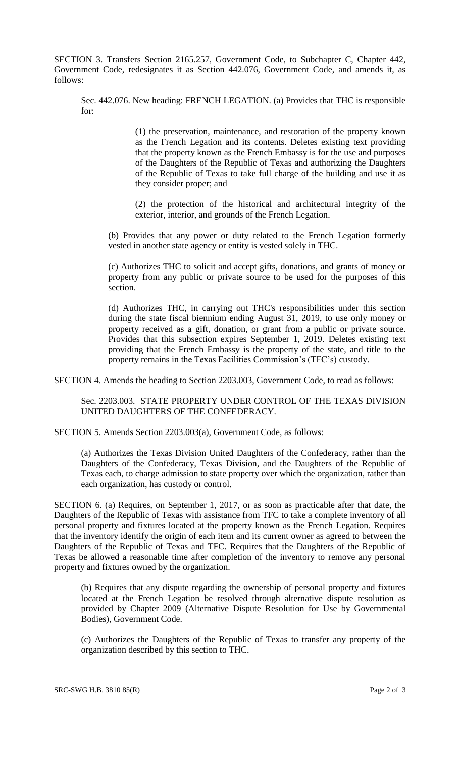SECTION 3. Transfers Section 2165.257, Government Code, to Subchapter C, Chapter 442, Government Code, redesignates it as Section 442.076, Government Code, and amends it, as follows:

Sec. 442.076. New heading: FRENCH LEGATION. (a) Provides that THC is responsible for:

(1) the preservation, maintenance, and restoration of the property known as the French Legation and its contents. Deletes existing text providing that the property known as the French Embassy is for the use and purposes of the Daughters of the Republic of Texas and authorizing the Daughters of the Republic of Texas to take full charge of the building and use it as they consider proper; and

(2) the protection of the historical and architectural integrity of the exterior, interior, and grounds of the French Legation.

(b) Provides that any power or duty related to the French Legation formerly vested in another state agency or entity is vested solely in THC.

(c) Authorizes THC to solicit and accept gifts, donations, and grants of money or property from any public or private source to be used for the purposes of this section.

(d) Authorizes THC, in carrying out THC's responsibilities under this section during the state fiscal biennium ending August 31, 2019, to use only money or property received as a gift, donation, or grant from a public or private source. Provides that this subsection expires September 1, 2019. Deletes existing text providing that the French Embassy is the property of the state, and title to the property remains in the Texas Facilities Commission's (TFC's) custody.

SECTION 4. Amends the heading to Section 2203.003, Government Code, to read as follows:

Sec. 2203.003. STATE PROPERTY UNDER CONTROL OF THE TEXAS DIVISION UNITED DAUGHTERS OF THE CONFEDERACY.

SECTION 5. Amends Section 2203.003(a), Government Code, as follows:

(a) Authorizes the Texas Division United Daughters of the Confederacy, rather than the Daughters of the Confederacy, Texas Division, and the Daughters of the Republic of Texas each, to charge admission to state property over which the organization, rather than each organization, has custody or control.

SECTION 6. (a) Requires, on September 1, 2017, or as soon as practicable after that date, the Daughters of the Republic of Texas with assistance from TFC to take a complete inventory of all personal property and fixtures located at the property known as the French Legation. Requires that the inventory identify the origin of each item and its current owner as agreed to between the Daughters of the Republic of Texas and TFC. Requires that the Daughters of the Republic of Texas be allowed a reasonable time after completion of the inventory to remove any personal property and fixtures owned by the organization.

(b) Requires that any dispute regarding the ownership of personal property and fixtures located at the French Legation be resolved through alternative dispute resolution as provided by Chapter 2009 (Alternative Dispute Resolution for Use by Governmental Bodies), Government Code.

(c) Authorizes the Daughters of the Republic of Texas to transfer any property of the organization described by this section to THC.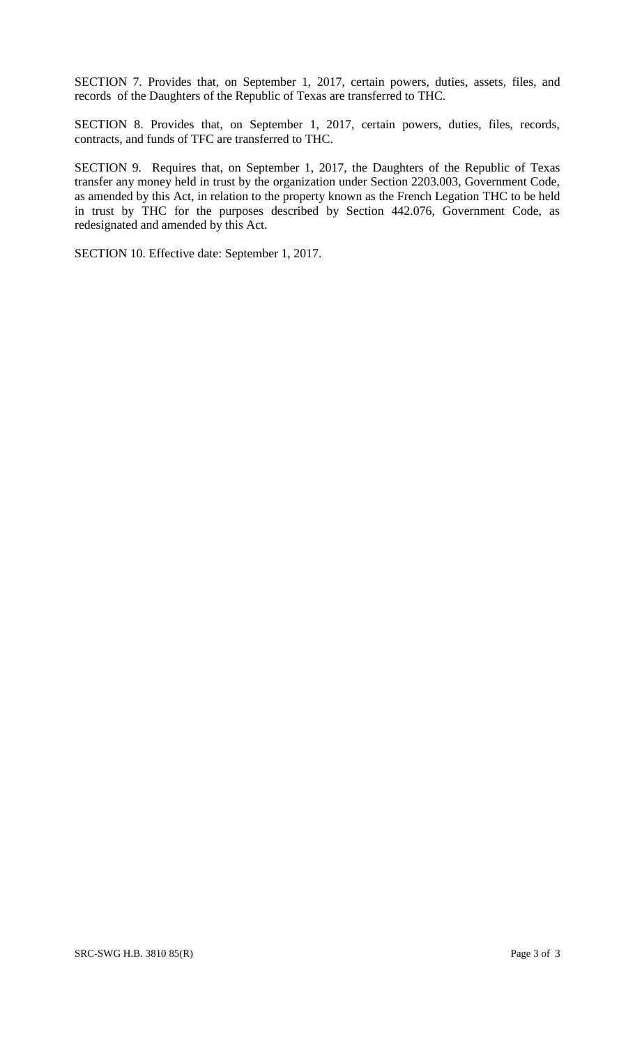SECTION 7. Provides that, on September 1, 2017, certain powers, duties, assets, files, and records of the Daughters of the Republic of Texas are transferred to THC.

SECTION 8. Provides that, on September 1, 2017, certain powers, duties, files, records, contracts, and funds of TFC are transferred to THC.

SECTION 9. Requires that, on September 1, 2017, the Daughters of the Republic of Texas transfer any money held in trust by the organization under Section 2203.003, Government Code, as amended by this Act, in relation to the property known as the French Legation THC to be held in trust by THC for the purposes described by Section 442.076, Government Code, as redesignated and amended by this Act.

SECTION 10. Effective date: September 1, 2017.